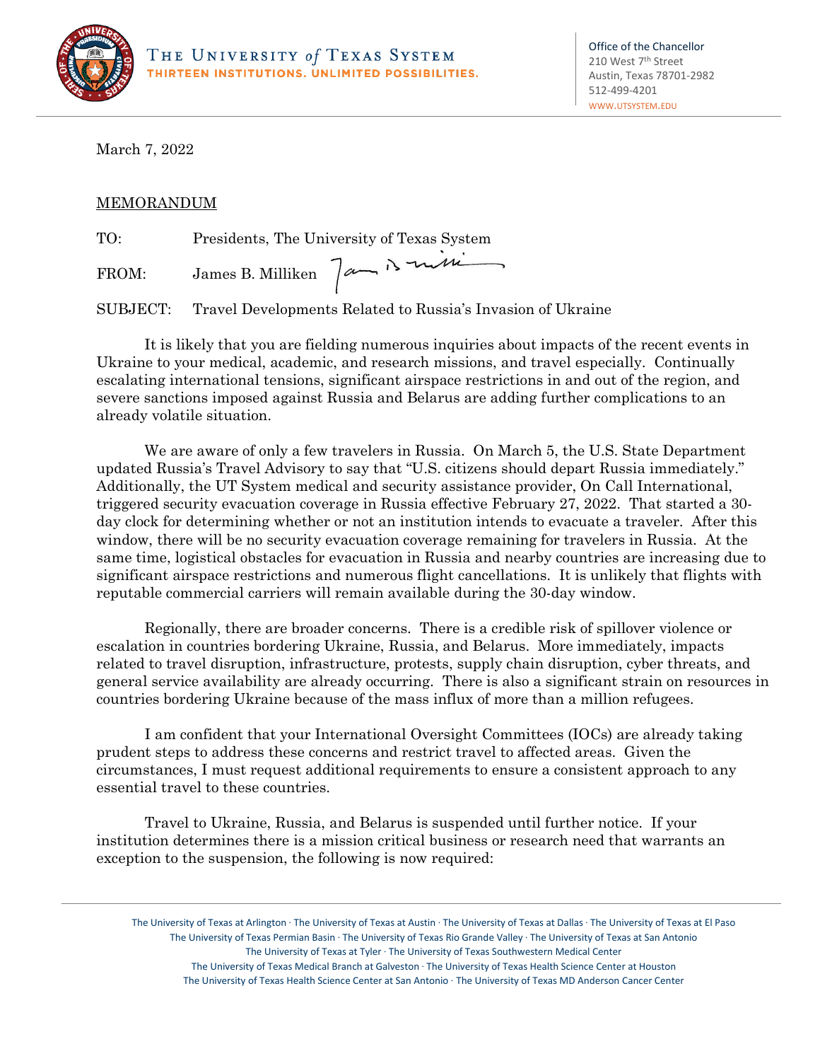THE UNIVERSITY *of* TEXAS SYSTEM
THIRTEEN INSTITUTIONS. UNLIMITED POSSIBILITIES.

Office of the Chancellor
210 West 7th Street
Austin, Texas 78701-2982
512-499-4201
WWW.UTSYSTEM.EDU

March 7, 2022

MEMORANDUM

TO: Presidents, The University of Texas System

FROM: James B. Milliken

SUBJECT: Travel Developments Related to Russia's Invasion of Ukraine

It is likely that you are fielding numerous inquiries about impacts of the recent events in Ukraine to your medical, academic, and research missions, and travel especially. Continually escalating international tensions, significant airspace restrictions in and out of the region, and severe sanctions imposed against Russia and Belarus are adding further complications to an already volatile situation.

We are aware of only a few travelers in Russia. On March 5, the U.S. State Department updated Russia's Travel Advisory to say that "U.S. citizens should depart Russia immediately." Additionally, the UT System medical and security assistance provider, On Call International, triggered security evacuation coverage in Russia effective February 27, 2022. That started a 30-day clock for determining whether or not an institution intends to evacuate a traveler. After this window, there will be no security evacuation coverage remaining for travelers in Russia. At the same time, logistical obstacles for evacuation in Russia and nearby countries are increasing due to significant airspace restrictions and numerous flight cancellations. It is unlikely that flights with reputable commercial carriers will remain available during the 30-day window.

Regionally, there are broader concerns. There is a credible risk of spillover violence or escalation in countries bordering Ukraine, Russia, and Belarus. More immediately, impacts related to travel disruption, infrastructure, protests, supply chain disruption, cyber threats, and general service availability are already occurring. There is also a significant strain on resources in countries bordering Ukraine because of the mass influx of more than a million refugees.

I am confident that your International Oversight Committees (IOCs) are already taking prudent steps to address these concerns and restrict travel to affected areas. Given the circumstances, I must request additional requirements to ensure a consistent approach to any essential travel to these countries.

Travel to Ukraine, Russia, and Belarus is suspended until further notice. If your institution determines there is a mission critical business or research need that warrants an exception to the suspension, the following is now required:

The University of Texas at Arlington · The University of Texas at Austin · The University of Texas at Dallas · The University of Texas at El Paso
The University of Texas Permian Basin · The University of Texas Rio Grande Valley · The University of Texas at San Antonio
The University of Texas at Tyler · The University of Texas Southwestern Medical Center
The University of Texas Medical Branch at Galveston · The University of Texas Health Science Center at Houston
The University of Texas Health Science Center at San Antonio · The University of Texas MD Anderson Cancer Center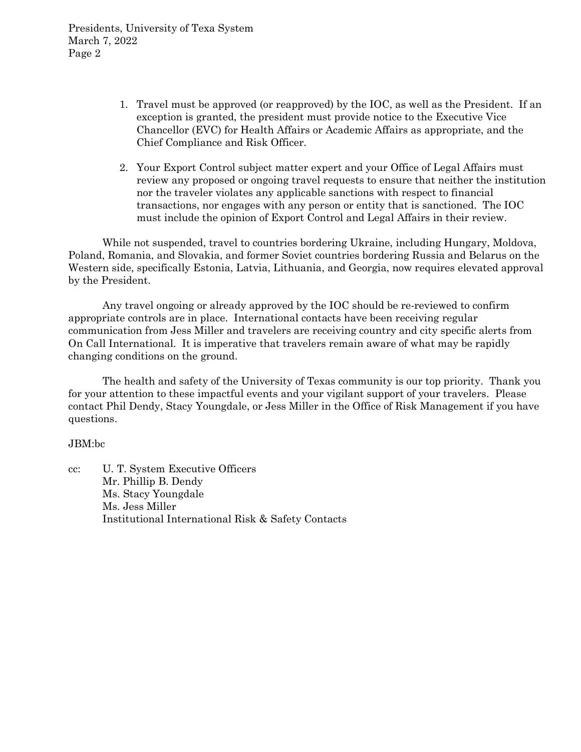1. Travel must be approved (or reapproved) by the IOC, as well as the President. If an exception is granted, the president must provide notice to the Executive Vice Chancellor (EVC) for Health Affairs or Academic Affairs as appropriate, and the Chief Compliance and Risk Officer.

2. Your Export Control subject matter expert and your Office of Legal Affairs must review any proposed or ongoing travel requests to ensure that neither the institution nor the traveler violates any applicable sanctions with respect to financial transactions, nor engages with any person or entity that is sanctioned. The IOC must include the opinion of Export Control and Legal Affairs in their review.

While not suspended, travel to countries bordering Ukraine, including Hungary, Moldova, Poland, Romania, and Slovakia, and former Soviet countries bordering Russia and Belarus on the Western side, specifically Estonia, Latvia, Lithuania, and Georgia, now requires elevated approval by the President.

Any travel ongoing or already approved by the IOC should be re-reviewed to confirm appropriate controls are in place. International contacts have been receiving regular communication from Jess Miller and travelers are receiving country and city specific alerts from On Call International. It is imperative that travelers remain aware of what may be rapidly changing conditions on the ground.

The health and safety of the University of Texas community is our top priority. Thank you for your attention to these impactful events and your vigilant support of your travelers. Please contact Phil Dendy, Stacy Youngdale, or Jess Miller in the Office of Risk Management if you have questions.

JBM:bc

cc: U. T. System Executive Officers
Mr. Phillip B. Dendy
Ms. Stacy Youngdale
Ms. Jess Miller
Institutional International Risk & Safety Contacts